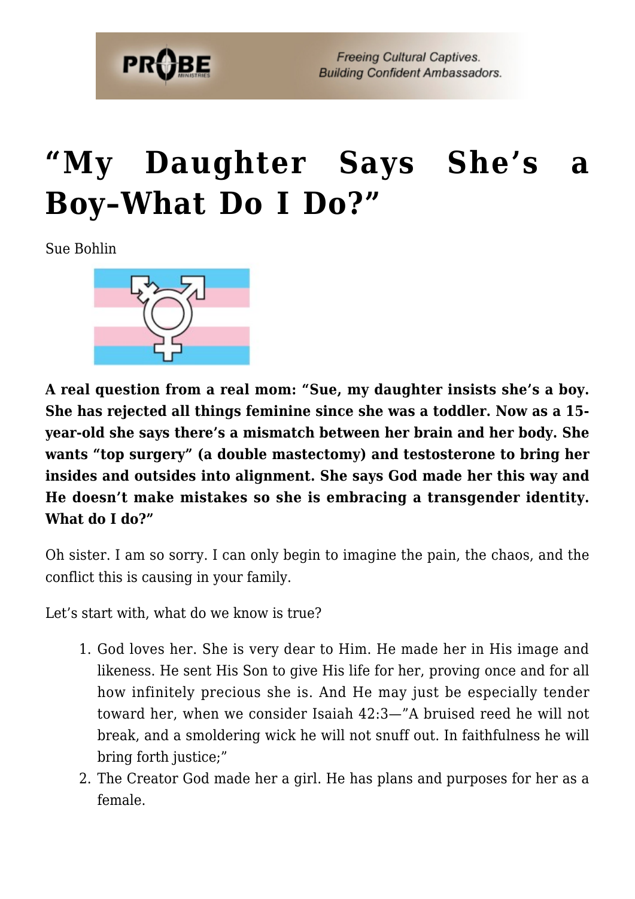# "My Daughter Says She's a Boy–What Do I Do?"

Sue Bohlin

**A real question from a real mom: "Sue, my daughter insists she's a boy. She has rejected all things feminine since she was a toddler. Now as a 15-year-old she says there's a mismatch between her brain and her body. She wants "top surgery" (a double mastectomy) and testosterone to bring her insides and outsides into alignment. She says God made her this way and He doesn't make mistakes so she is embracing a transgender identity. What do I do?"**

Oh sister. I am so sorry. I can only begin to imagine the pain, the chaos, and the conflict this is causing in your family.

Let's start with, what do we know is true?

1. God loves her. She is very dear to Him. He made her in His image and likeness. He sent His Son to give His life for her, proving once and for all how infinitely precious she is. And He may just be especially tender toward her, when we consider Isaiah 42:3—"A bruised reed he will not break, and a smoldering wick he will not snuff out. In faithfulness he will bring forth justice;"
2. The Creator God made her a girl. He has plans and purposes for her as a female.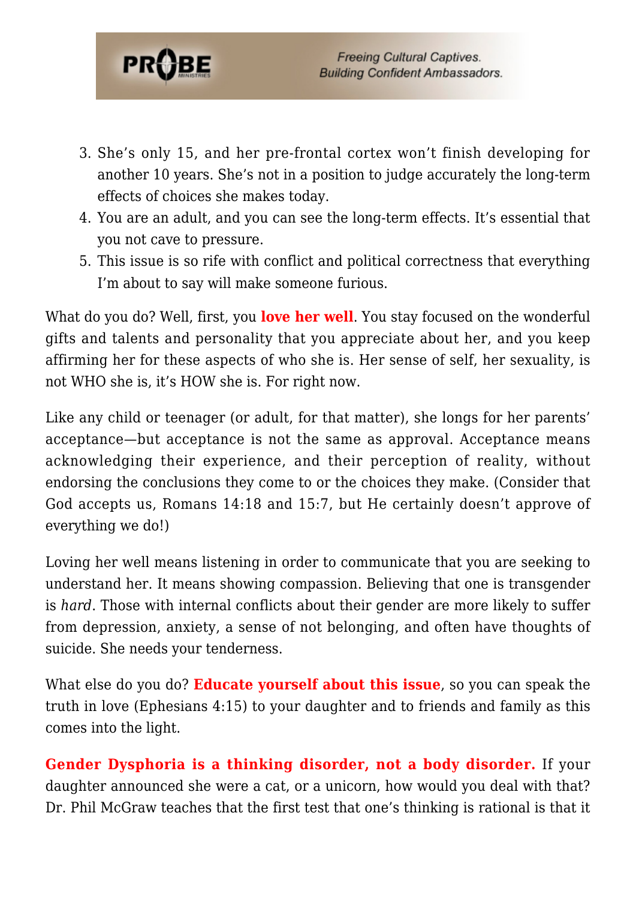3. She's only 15, and her pre-frontal cortex won't finish developing for another 10 years. She's not in a position to judge accurately the long-term effects of choices she makes today.
4. You are an adult, and you can see the long-term effects. It's essential that you not cave to pressure.
5. This issue is so rife with conflict and political correctness that everything I'm about to say will make someone furious.

What do you do? Well, first, you **love her well**. You stay focused on the wonderful gifts and talents and personality that you appreciate about her, and you keep affirming her for these aspects of who she is. Her sense of self, her sexuality, is not WHO she is, it's HOW she is. For right now.

Like any child or teenager (or adult, for that matter), she longs for her parents' acceptance—but acceptance is not the same as approval. Acceptance means acknowledging their experience, and their perception of reality, without endorsing the conclusions they come to or the choices they make. (Consider that God accepts us, Romans 14:18 and 15:7, but He certainly doesn't approve of everything we do!)

Loving her well means listening in order to communicate that you are seeking to understand her. It means showing compassion. Believing that one is transgender is *hard*. Those with internal conflicts about their gender are more likely to suffer from depression, anxiety, a sense of not belonging, and often have thoughts of suicide. She needs your tenderness.

What else do you do? **Educate yourself about this issue**, so you can speak the truth in love (Ephesians 4:15) to your daughter and to friends and family as this comes into the light.

**Gender Dysphoria is a thinking disorder, not a body disorder.** If your daughter announced she were a cat, or a unicorn, how would you deal with that? Dr. Phil McGraw teaches that the first test that one's thinking is rational is that it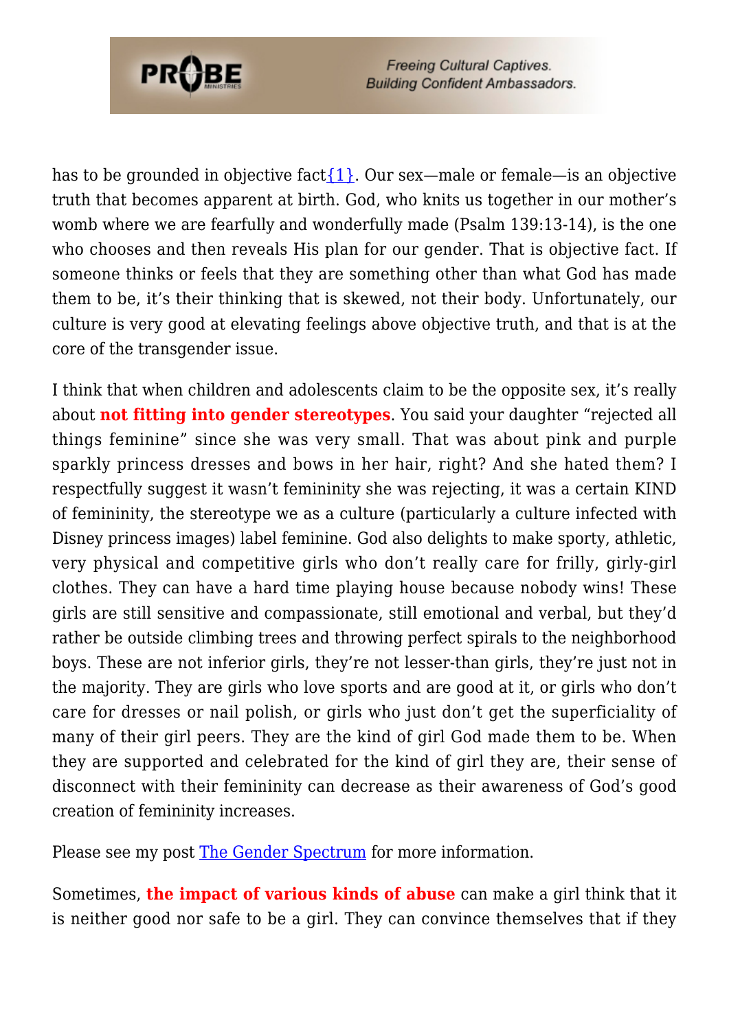has to be grounded in objective fact[{1}](). Our sex—male or female—is an objective truth that becomes apparent at birth. God, who knits us together in our mother's womb where we are fearfully and wonderfully made (Psalm 139:13-14), is the one who chooses and then reveals His plan for our gender. That is objective fact. If someone thinks or feels that they are something other than what God has made them to be, it's their thinking that is skewed, not their body. Unfortunately, our culture is very good at elevating feelings above objective truth, and that is at the core of the transgender issue.

I think that when children and adolescents claim to be the opposite sex, it's really about **not fitting into gender stereotypes**. You said your daughter "rejected all things feminine" since she was very small. That was about pink and purple sparkly princess dresses and bows in her hair, right? And she hated them? I respectfully suggest it wasn't femininity she was rejecting, it was a certain KIND of femininity, the stereotype we as a culture (particularly a culture infected with Disney princess images) label feminine. God also delights to make sporty, athletic, very physical and competitive girls who don't really care for frilly, girly-girl clothes. They can have a hard time playing house because nobody wins! These girls are still sensitive and compassionate, still emotional and verbal, but they'd rather be outside climbing trees and throwing perfect spirals to the neighborhood boys. These are not inferior girls, they're not lesser-than girls, they're just not in the majority. They are girls who love sports and are good at it, or girls who don't care for dresses or nail polish, or girls who just don't get the superficiality of many of their girl peers. They are the kind of girl God made them to be. When they are supported and celebrated for the kind of girl they are, their sense of disconnect with their femininity can decrease as their awareness of God's good creation of femininity increases.

Please see my post [The Gender Spectrum]() for more information.

Sometimes, **the impact of various kinds of abuse** can make a girl think that it is neither good nor safe to be a girl. They can convince themselves that if they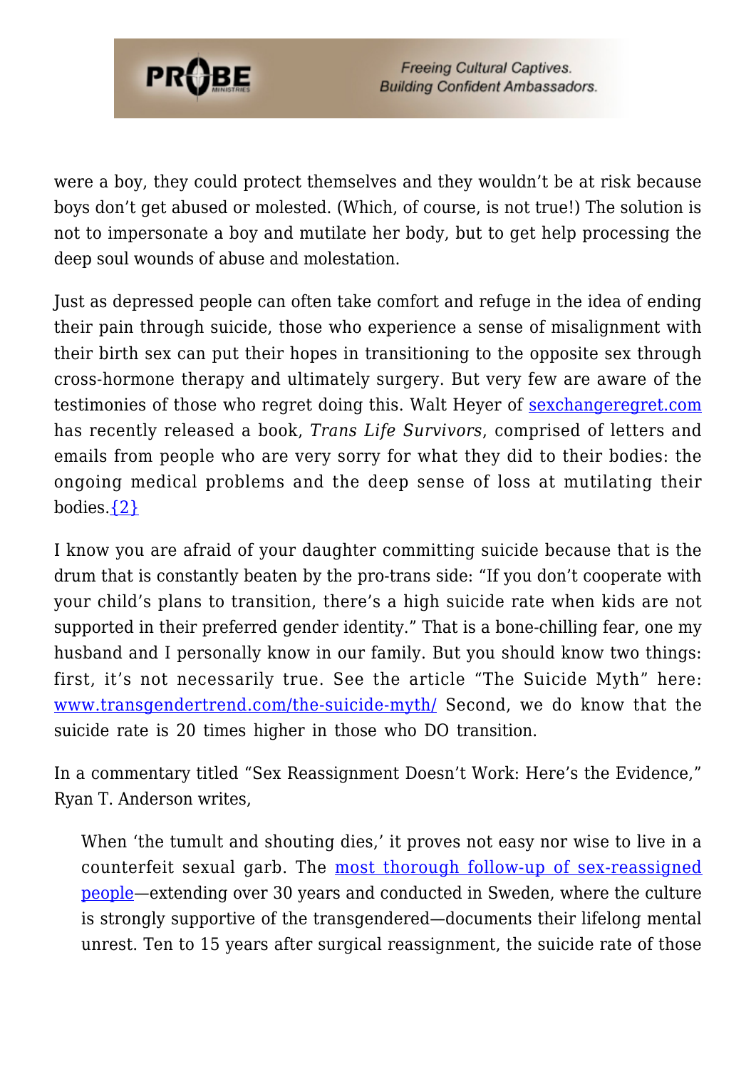were a boy, they could protect themselves and they wouldn't be at risk because boys don't get abused or molested. (Which, of course, is not true!) The solution is not to impersonate a boy and mutilate her body, but to get help processing the deep soul wounds of abuse and molestation.

Just as depressed people can often take comfort and refuge in the idea of ending their pain through suicide, those who experience a sense of misalignment with their birth sex can put their hopes in transitioning to the opposite sex through cross-hormone therapy and ultimately surgery. But very few are aware of the testimonies of those who regret doing this. Walt Heyer of sexchangeregret.com has recently released a book, *Trans Life Survivors*, comprised of letters and emails from people who are very sorry for what they did to their bodies: the ongoing medical problems and the deep sense of loss at mutilating their bodies.{2}

I know you are afraid of your daughter committing suicide because that is the drum that is constantly beaten by the pro-trans side: "If you don't cooperate with your child's plans to transition, there's a high suicide rate when kids are not supported in their preferred gender identity." That is a bone-chilling fear, one my husband and I personally know in our family. But you should know two things: first, it's not necessarily true. See the article "The Suicide Myth" here: www.transgendertrend.com/the-suicide-myth/ Second, we do know that the suicide rate is 20 times higher in those who DO transition.

In a commentary titled "Sex Reassignment Doesn't Work: Here's the Evidence," Ryan T. Anderson writes,

> When 'the tumult and shouting dies,' it proves not easy nor wise to live in a counterfeit sexual garb. The most thorough follow-up of sex-reassigned people—extending over 30 years and conducted in Sweden, where the culture is strongly supportive of the transgendered—documents their lifelong mental unrest. Ten to 15 years after surgical reassignment, the suicide rate of those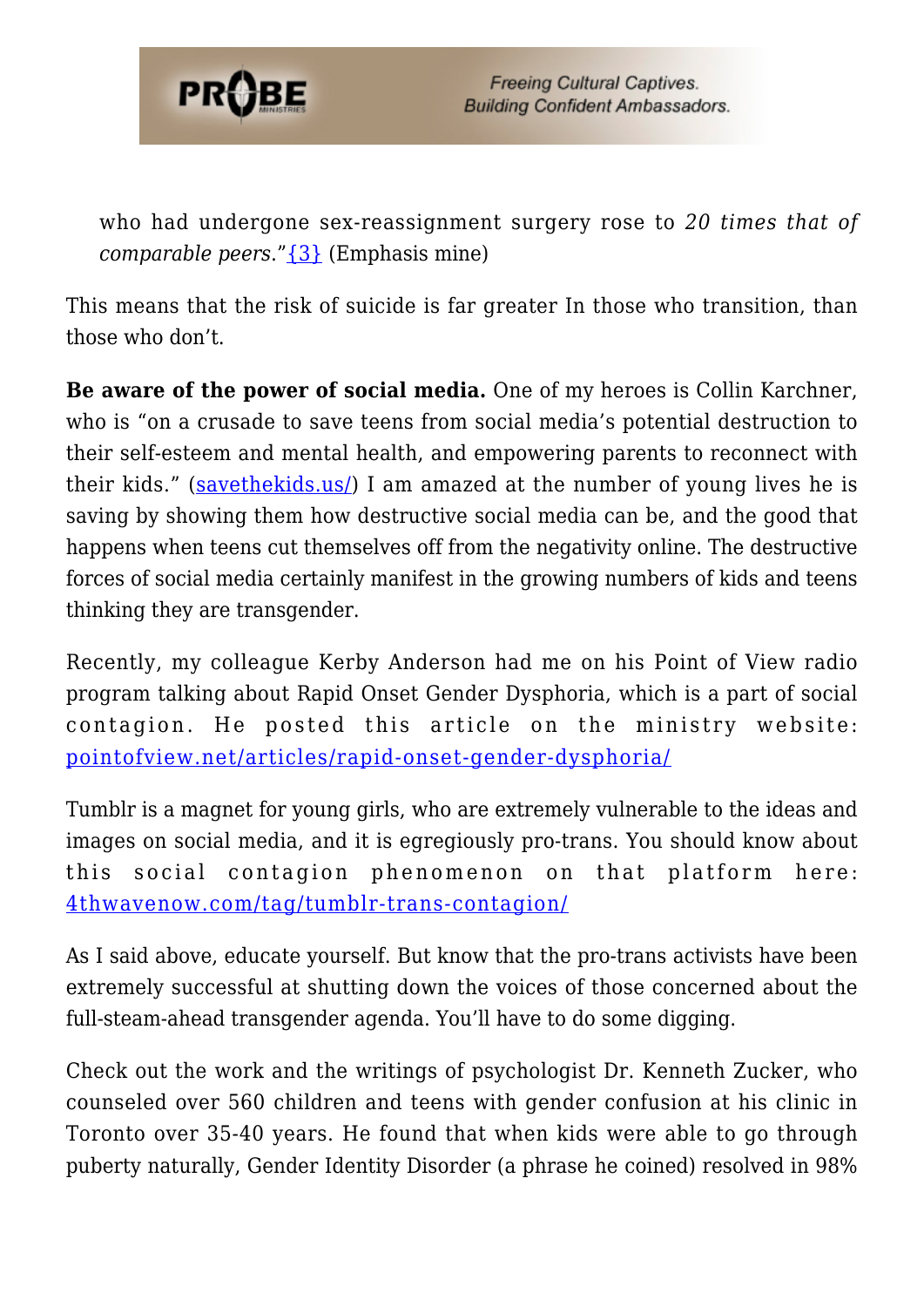who had undergone sex-reassignment surgery rose to *20 times that of comparable peers*."{3} (Emphasis mine)

This means that the risk of suicide is far greater In those who transition, than those who don't.

**Be aware of the power of social media.** One of my heroes is Collin Karchner, who is "on a crusade to save teens from social media's potential destruction to their self-esteem and mental health, and empowering parents to reconnect with their kids." (savethekids.us/) I am amazed at the number of young lives he is saving by showing them how destructive social media can be, and the good that happens when teens cut themselves off from the negativity online. The destructive forces of social media certainly manifest in the growing numbers of kids and teens thinking they are transgender.

Recently, my colleague Kerby Anderson had me on his Point of View radio program talking about Rapid Onset Gender Dysphoria, which is a part of social contagion. He posted this article on the ministry website: pointofview.net/articles/rapid-onset-gender-dysphoria/

Tumblr is a magnet for young girls, who are extremely vulnerable to the ideas and images on social media, and it is egregiously pro-trans. You should know about this social contagion phenomenon on that platform here: 4thwavenow.com/tag/tumblr-trans-contagion/

As I said above, educate yourself. But know that the pro-trans activists have been extremely successful at shutting down the voices of those concerned about the full-steam-ahead transgender agenda. You'll have to do some digging.

Check out the work and the writings of psychologist Dr. Kenneth Zucker, who counseled over 560 children and teens with gender confusion at his clinic in Toronto over 35-40 years. He found that when kids were able to go through puberty naturally, Gender Identity Disorder (a phrase he coined) resolved in 98%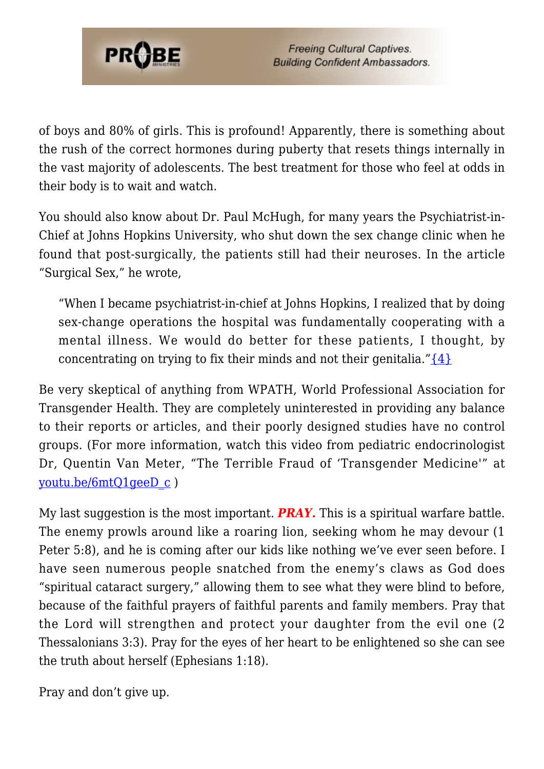of boys and 80% of girls. This is profound! Apparently, there is something about the rush of the correct hormones during puberty that resets things internally in the vast majority of adolescents. The best treatment for those who feel at odds in their body is to wait and watch.

You should also know about Dr. Paul McHugh, for many years the Psychiatrist-in-Chief at Johns Hopkins University, who shut down the sex change clinic when he found that post-surgically, the patients still had their neuroses. In the article "Surgical Sex," he wrote,

> "When I became psychiatrist-in-chief at Johns Hopkins, I realized that by doing sex-change operations the hospital was fundamentally cooperating with a mental illness. We would do better for these patients, I thought, by concentrating on trying to fix their minds and not their genitalia."{4}

Be very skeptical of anything from WPATH, World Professional Association for Transgender Health. They are completely uninterested in providing any balance to their reports or articles, and their poorly designed studies have no control groups. (For more information, watch this video from pediatric endocrinologist Dr, Quentin Van Meter, "The Terrible Fraud of 'Transgender Medicine'" at youtu.be/6mtQ1geeD_c )

My last suggestion is the most important. ***PRAY.*** This is a spiritual warfare battle. The enemy prowls around like a roaring lion, seeking whom he may devour (1 Peter 5:8), and he is coming after our kids like nothing we've ever seen before. I have seen numerous people snatched from the enemy's claws as God does "spiritual cataract surgery," allowing them to see what they were blind to before, because of the faithful prayers of faithful parents and family members. Pray that the Lord will strengthen and protect your daughter from the evil one (2 Thessalonians 3:3). Pray for the eyes of her heart to be enlightened so she can see the truth about herself (Ephesians 1:18).

Pray and don't give up.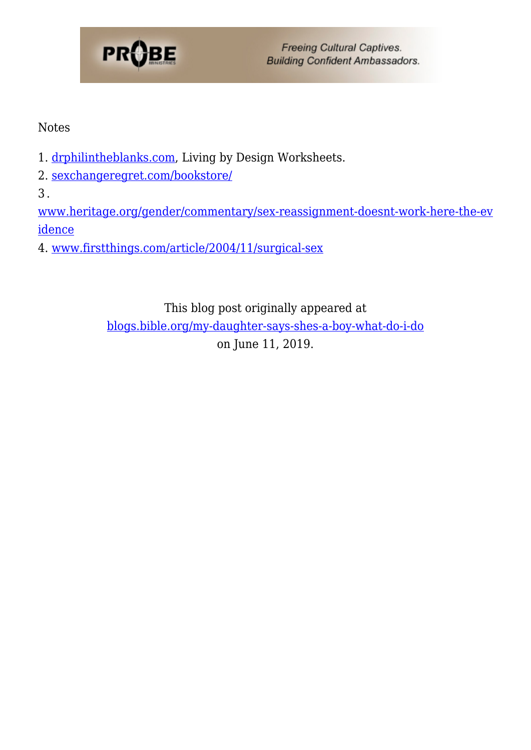Notes

1. drphilintheblanks.com, Living by Design Worksheets.
2. sexchangeregret.com/bookstore/
3. www.heritage.org/gender/commentary/sex-reassignment-doesnt-work-here-the-evidence
4. www.firstthings.com/article/2004/11/surgical-sex

This blog post originally appeared at blogs.bible.org/my-daughter-says-shes-a-boy-what-do-i-do on June 11, 2019.